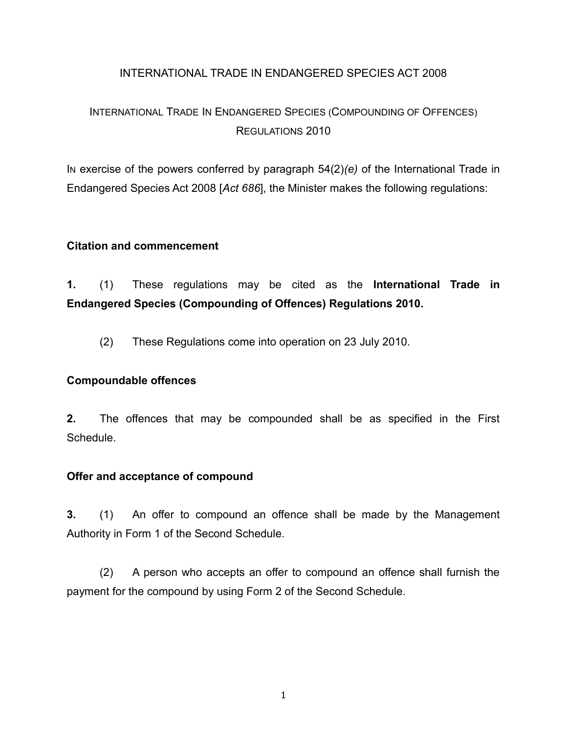# INTERNATIONAL TRADE IN ENDANGERED SPECIES ACT 2008

## INTERNATIONAL TRADE IN ENDANGERED SPECIES (COMPOUNDING OF OFFENCES) REGULATIONS 2010

IN exercise of the powers conferred by paragraph 54(2)*(e)* of the International Trade in Endangered Species Act 2008 [*Act 686*], the Minister makes the following regulations:

### Citation and commencement

**1.** (1) These regulations may be cited as the **International Trade in Endangered Species (Compounding of Offences) Regulations 2010.**

(2) These Regulations come into operation on 23 July 2010.

### Compoundable offences

**2.** The offences that may be compounded shall be as specified in the First Schedule.

### Offer and acceptance of compound

**3.** (1) An offer to compound an offence shall be made by the Management Authority in Form 1 of the Second Schedule.

(2) A person who accepts an offer to compound an offence shall furnish the payment for the compound by using Form 2 of the Second Schedule.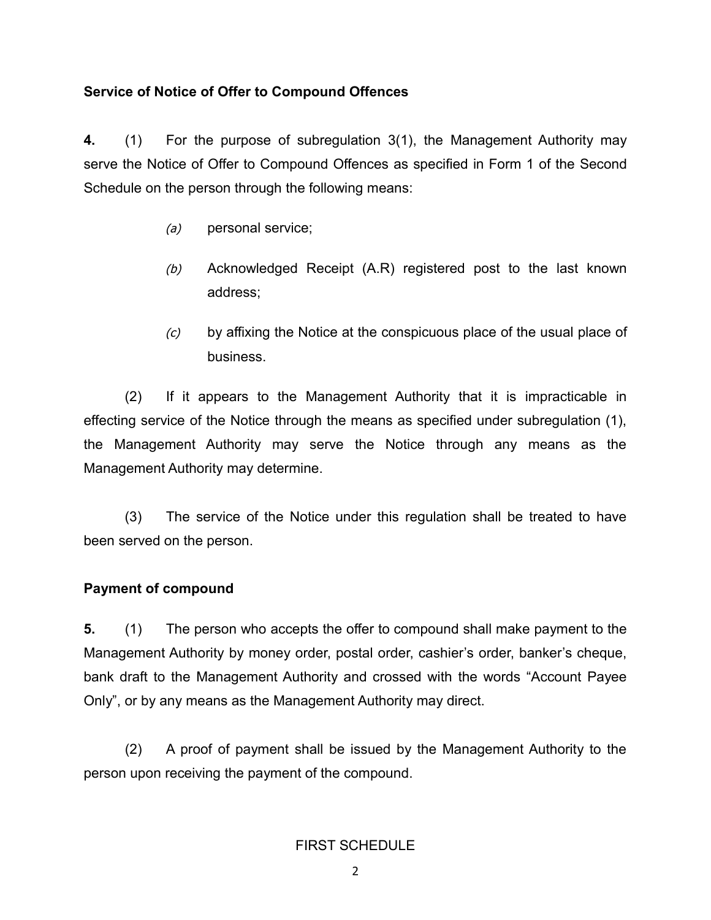**Service of Notice of Offer to Compound Offences**

**4.** (1) For the purpose of subregulation 3(1), the Management Authority may serve the Notice of Offer to Compound Offences as specified in Form 1 of the Second Schedule on the person through the following means:

*(a)* personal service;

*(b)* Acknowledged Receipt (A.R) registered post to the last known address;

*(c)* by affixing the Notice at the conspicuous place of the usual place of business.

(2) If it appears to the Management Authority that it is impracticable in effecting service of the Notice through the means as specified under subregulation (1), the Management Authority may serve the Notice through any means as the Management Authority may determine.

(3) The service of the Notice under this regulation shall be treated to have been served on the person.

**Payment of compound**

**5.** (1) The person who accepts the offer to compound shall make payment to the Management Authority by money order, postal order, cashier's order, banker's cheque, bank draft to the Management Authority and crossed with the words "Account Payee Only", or by any means as the Management Authority may direct.

(2) A proof of payment shall be issued by the Management Authority to the person upon receiving the payment of the compound.

FIRST SCHEDULE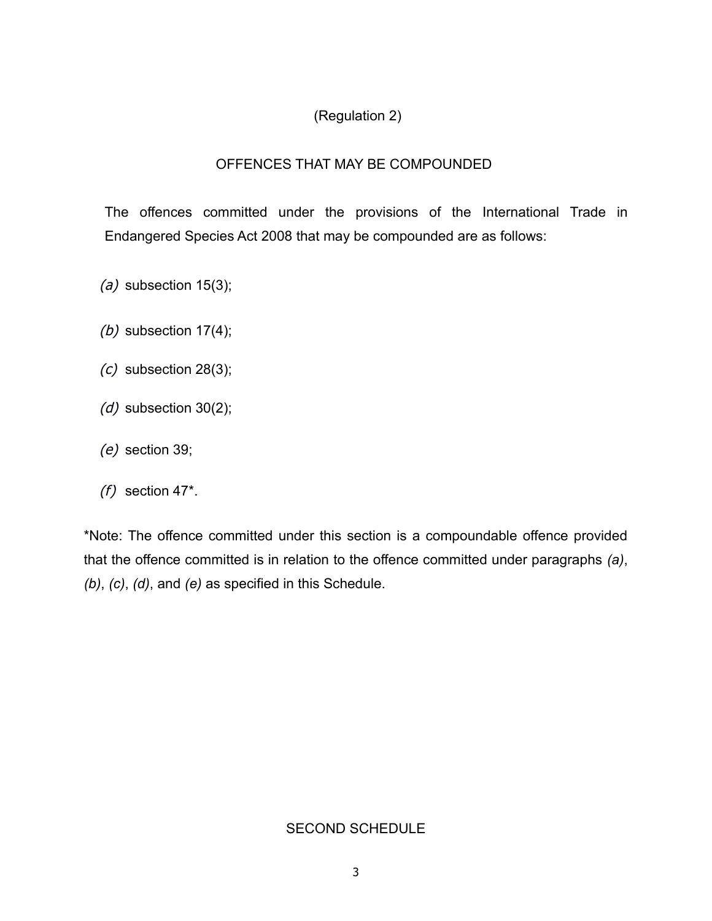(Regulation 2)

## OFFENCES THAT MAY BE COMPOUNDED

The offences committed under the provisions of the International Trade in Endangered Species Act 2008 that may be compounded are as follows:

*(a)* subsection 15(3);

*(b)* subsection 17(4);

*(c)* subsection 28(3);

*(d)* subsection 30(2);

*(e)* section 39;

*(f)* section 47*.

*Note: The offence committed under this section is a compoundable offence provided that the offence committed is in relation to the offence committed under paragraphs *(a)*, *(b)*, *(c)*, *(d)*, and *(e)* as specified in this Schedule.

## SECOND SCHEDULE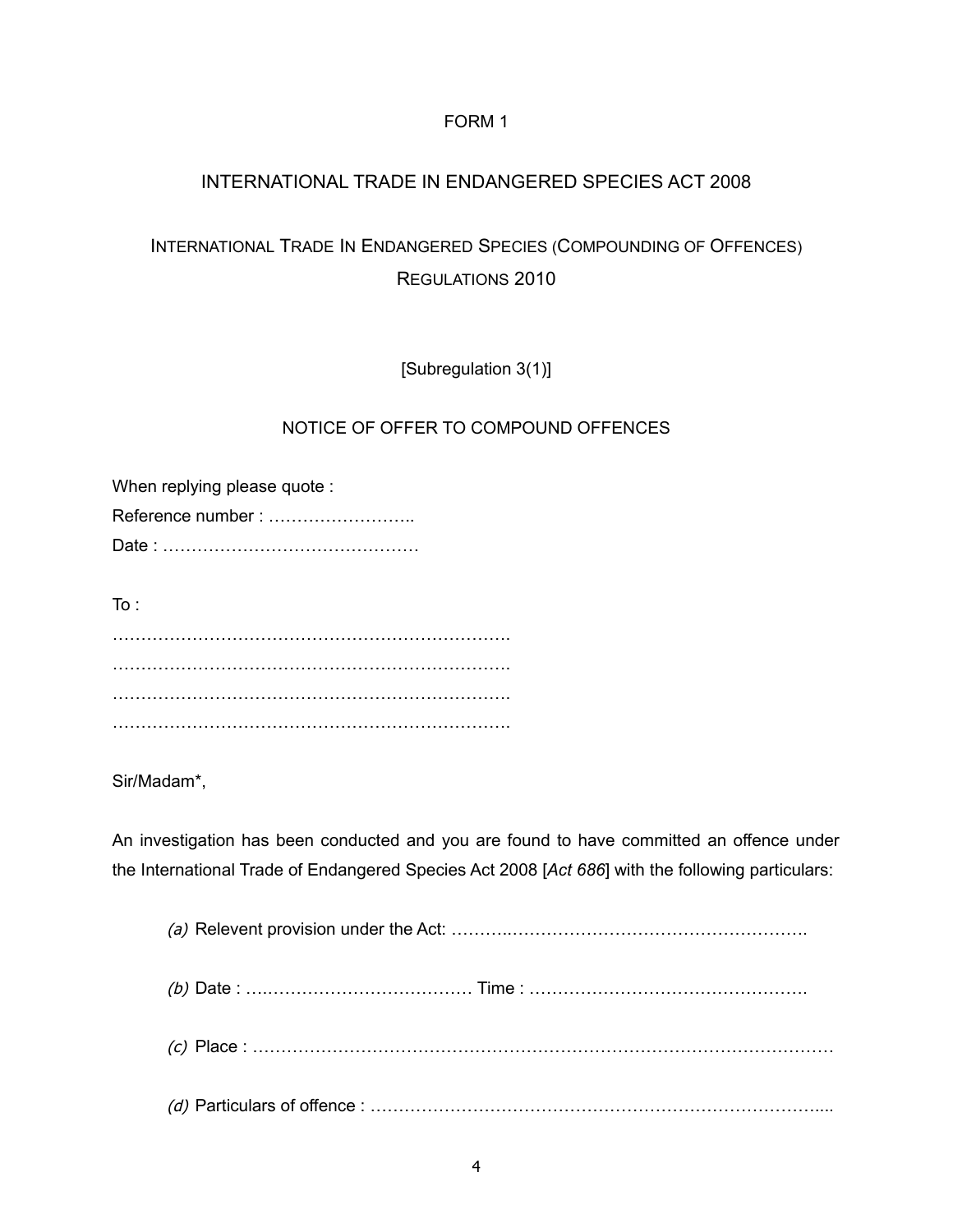FORM 1

INTERNATIONAL TRADE IN ENDANGERED SPECIES ACT 2008

INTERNATIONAL TRADE IN ENDANGERED SPECIES (COMPOUNDING OF OFFENCES) REGULATIONS 2010

[Subregulation 3(1)]

NOTICE OF OFFER TO COMPOUND OFFENCES

When replying please quote :
Reference number : ……………………..
Date : ………………………………………

To :
…………………………………………………………….
…………………………………………………………….
…………………………………………………………….
…………………………………………………………….

Sir/Madam*,

An investigation has been conducted and you are found to have committed an offence under the International Trade of Endangered Species Act 2008 [*Act 686*] with the following particulars:

*(a)* Relevent provision under the Act: ………..…………………………………………….

*(b)* Date : …..……………………………… Time : ………………………………………….

*(c)* Place : ……………………………………………………………………………………

*(d)* Particulars of offence : …………………………………………………………………....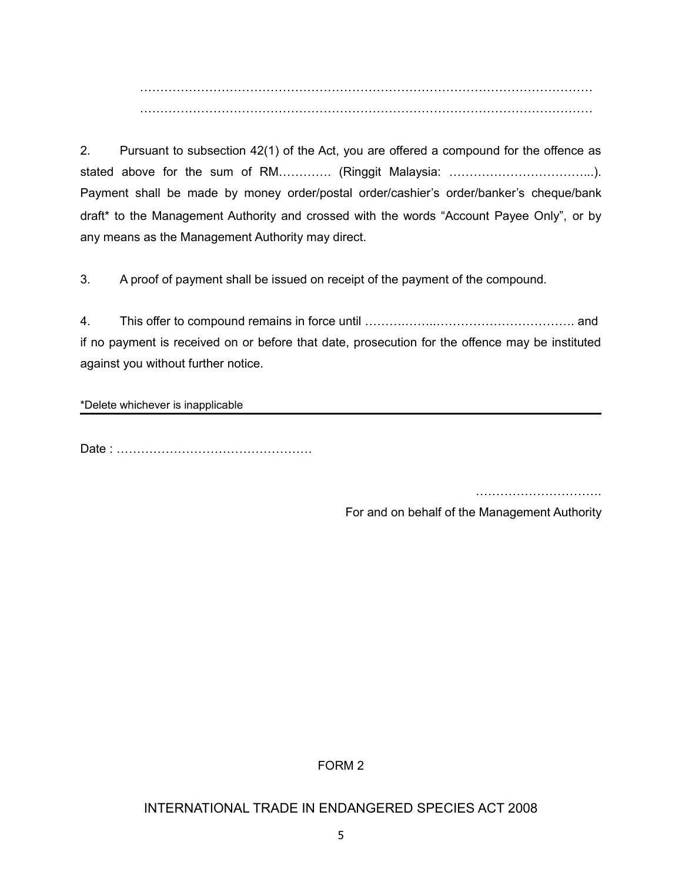…………………………………………………………………………………………………
…………………………………………………………………………………………………

2. Pursuant to subsection 42(1) of the Act, you are offered a compound for the offence as stated above for the sum of RM…………. (Ringgit Malaysia: ……………………………...). Payment shall be made by money order/postal order/cashier's order/banker's cheque/bank draft* to the Management Authority and crossed with the words "Account Payee Only", or by any means as the Management Authority may direct.

3. A proof of payment shall be issued on receipt of the payment of the compound.

4. This offer to compound remains in force until ……….……..……………………………. and if no payment is received on or before that date, prosecution for the offence may be instituted against you without further notice.

*Delete whichever is inapplicable

---

Date : …………………………………………

………………………….
For and on behalf of the Management Authority

FORM 2

INTERNATIONAL TRADE IN ENDANGERED SPECIES ACT 2008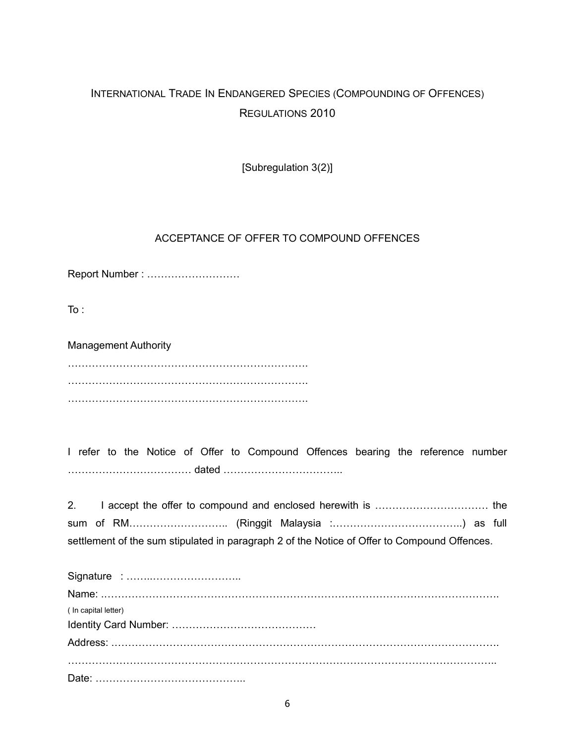INTERNATIONAL TRADE IN ENDANGERED SPECIES (COMPOUNDING OF OFFENCES) REGULATIONS 2010

[Subregulation 3(2)]

ACCEPTANCE OF OFFER TO COMPOUND OFFENCES

Report Number : ………………………

To :

Management Authority
……………………………………………………………….
……………………………………………………………….
……………………………………………………………….

I refer to the Notice of Offer to Compound Offences bearing the reference number ……………………………… dated ……………………………..

2. I accept the offer to compound and enclosed herewith is …………………………… the sum of RM……………………….. (Ringgit Malaysia :………………………………..) as full settlement of the sum stipulated in paragraph 2 of the Notice of Offer to Compound Offences.

Signature : …….……………………..
Name: ……………………………………………………………………………………………………….
( In capital letter)
Identity Card Number: ……………………………………
Address: …………………………………………………………………………………………………….
……………………………………………………………………………………………………………..
Date: ……………………………………..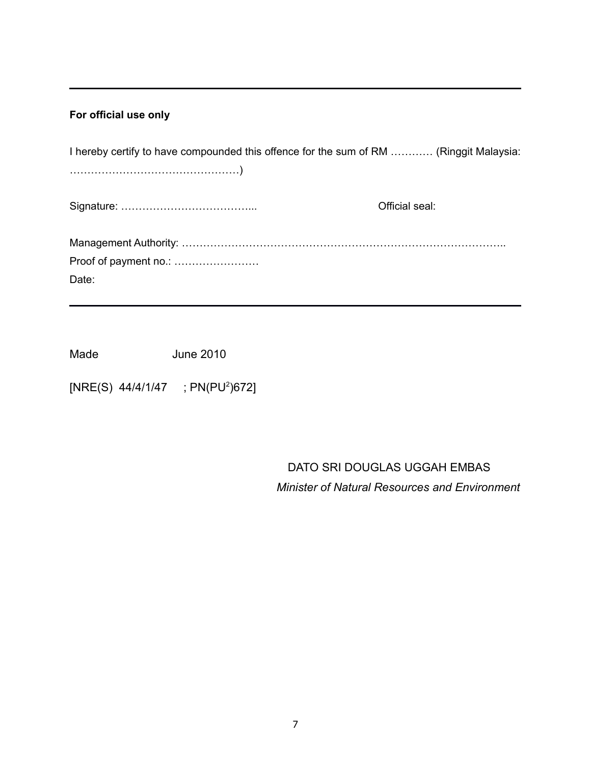---

**For official use only**

I hereby certify to have compounded this offence for the sum of RM ………… (Ringgit Malaysia: …………………………………………)

Signature: ………………………………...                                        Official seal:

Management Authority: ……………………………………………………………………………..
Proof of payment no.: ……………………
Date:

---

Made                    June 2010

[NRE(S) 44/4/1/47     ; PN(PU[2])672]

DATO SRI DOUGLAS UGGAH EMBAS
*Minister of Natural Resources and Environment*